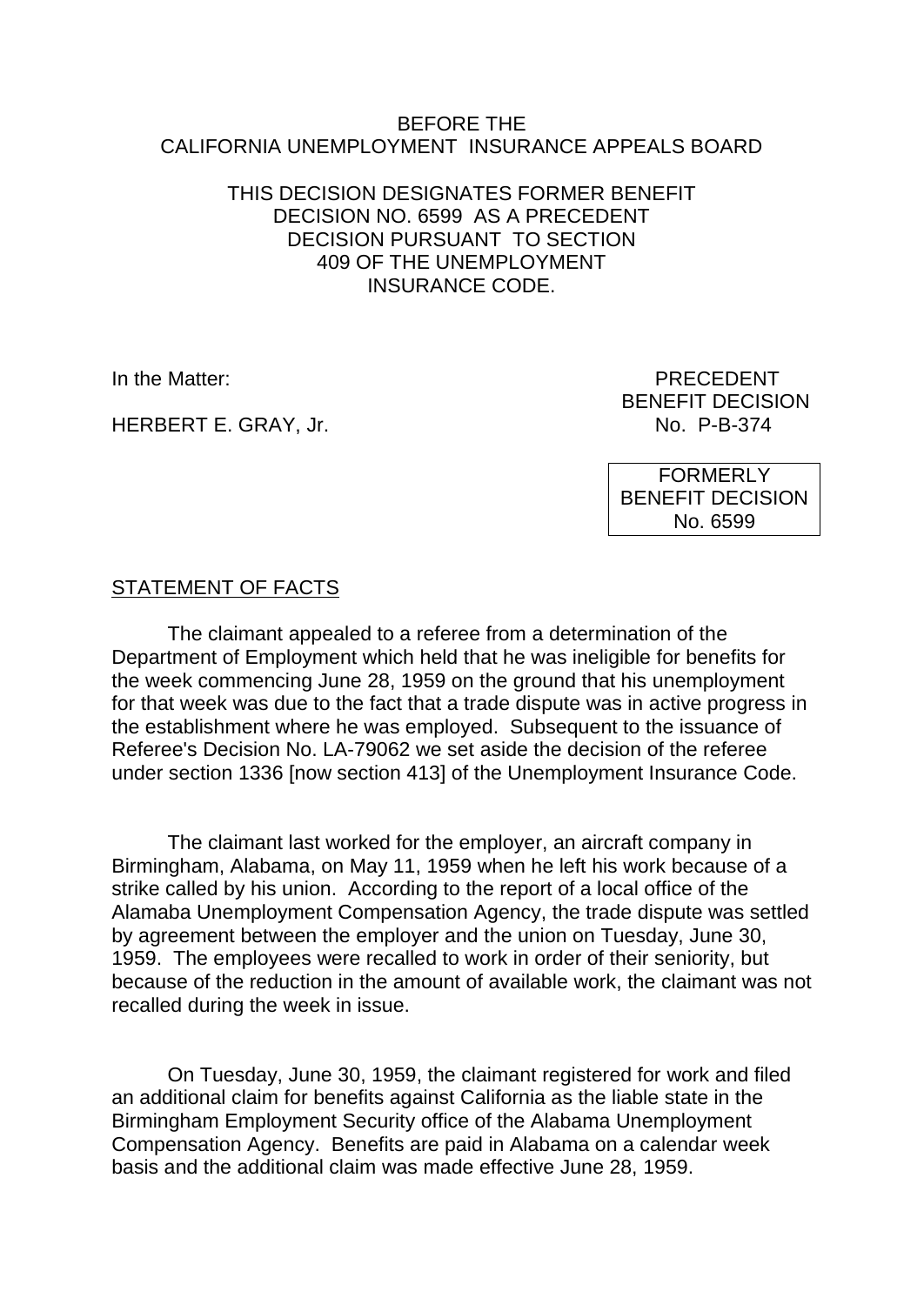BEFORE THE
CALIFORNIA UNEMPLOYMENT INSURANCE APPEALS BOARD

THIS DECISION DESIGNATES FORMER BENEFIT DECISION NO. 6599 AS A PRECEDENT DECISION PURSUANT TO SECTION 409 OF THE UNEMPLOYMENT INSURANCE CODE.

In the Matter:

HERBERT E. GRAY, Jr.

PRECEDENT
BENEFIT DECISION
No. P-B-374

FORMERLY
BENEFIT DECISION
No. 6599

## STATEMENT OF FACTS

The claimant appealed to a referee from a determination of the Department of Employment which held that he was ineligible for benefits for the week commencing June 28, 1959 on the ground that his unemployment for that week was due to the fact that a trade dispute was in active progress in the establishment where he was employed. Subsequent to the issuance of Referee's Decision No. LA-79062 we set aside the decision of the referee under section 1336 [now section 413] of the Unemployment Insurance Code.

The claimant last worked for the employer, an aircraft company in Birmingham, Alabama, on May 11, 1959 when he left his work because of a strike called by his union. According to the report of a local office of the Alamaba Unemployment Compensation Agency, the trade dispute was settled by agreement between the employer and the union on Tuesday, June 30, 1959. The employees were recalled to work in order of their seniority, but because of the reduction in the amount of available work, the claimant was not recalled during the week in issue.

On Tuesday, June 30, 1959, the claimant registered for work and filed an additional claim for benefits against California as the liable state in the Birmingham Employment Security office of the Alabama Unemployment Compensation Agency. Benefits are paid in Alabama on a calendar week basis and the additional claim was made effective June 28, 1959.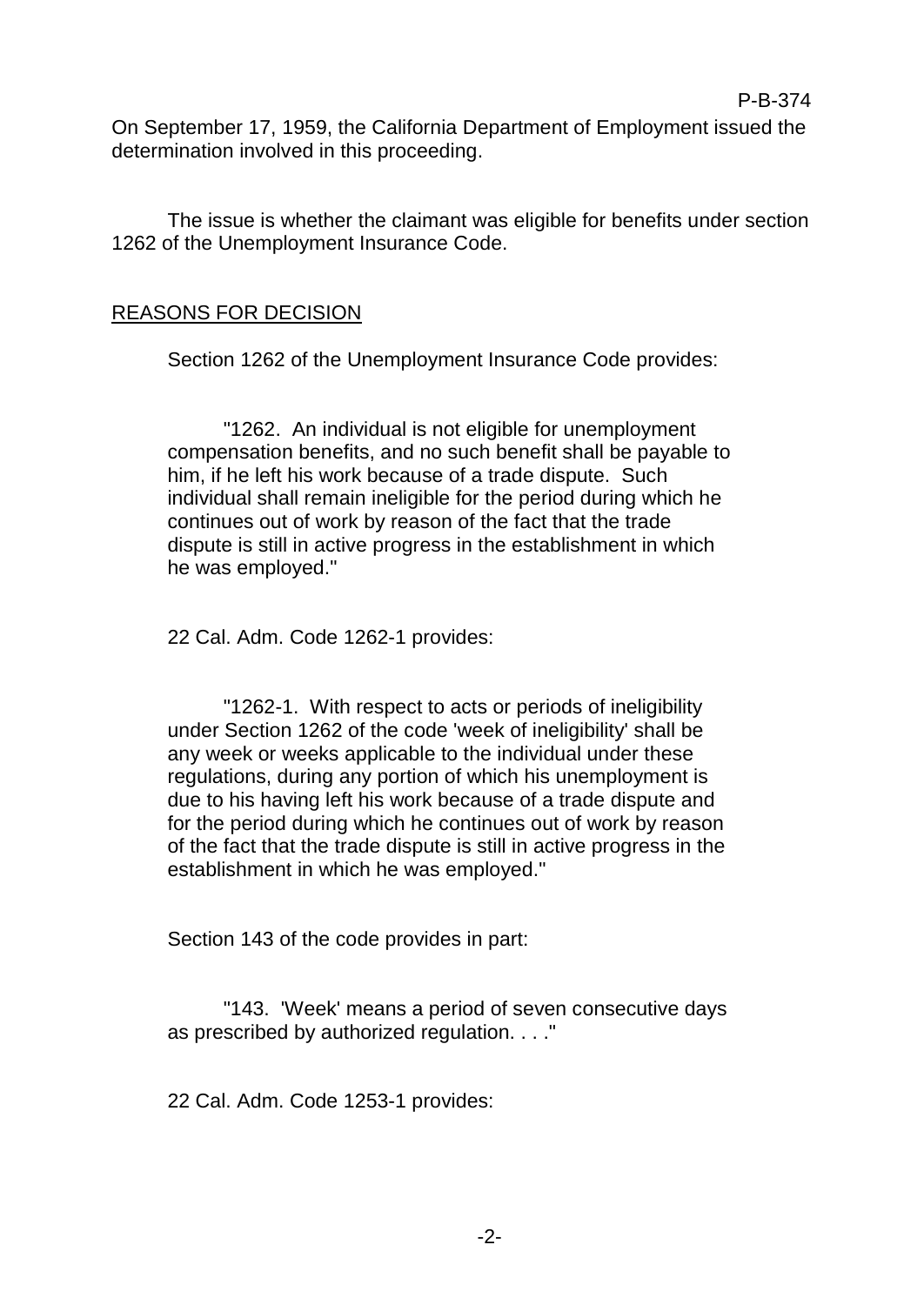On September 17, 1959, the California Department of Employment issued the determination involved in this proceeding.

The issue is whether the claimant was eligible for benefits under section 1262 of the Unemployment Insurance Code.

## REASONS FOR DECISION

Section 1262 of the Unemployment Insurance Code provides:

> "1262. An individual is not eligible for unemployment compensation benefits, and no such benefit shall be payable to him, if he left his work because of a trade dispute. Such individual shall remain ineligible for the period during which he continues out of work by reason of the fact that the trade dispute is still in active progress in the establishment in which he was employed."

22 Cal. Adm. Code 1262-1 provides:

> "1262-1. With respect to acts or periods of ineligibility under Section 1262 of the code 'week of ineligibility' shall be any week or weeks applicable to the individual under these regulations, during any portion of which his unemployment is due to his having left his work because of a trade dispute and for the period during which he continues out of work by reason of the fact that the trade dispute is still in active progress in the establishment in which he was employed."

Section 143 of the code provides in part:

> "143. 'Week' means a period of seven consecutive days as prescribed by authorized regulation. . . ."

22 Cal. Adm. Code 1253-1 provides: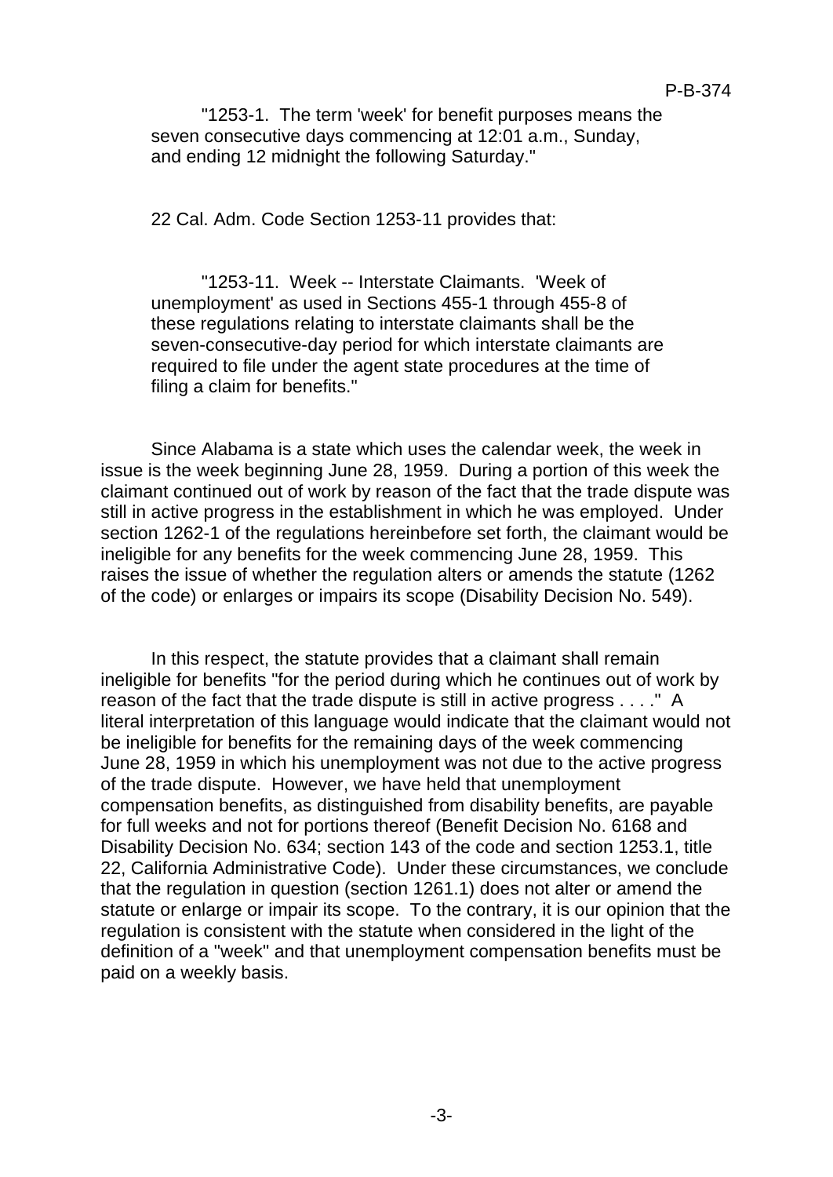"1253-1. The term 'week' for benefit purposes means the seven consecutive days commencing at 12:01 a.m., Sunday, and ending 12 midnight the following Saturday."

22 Cal. Adm. Code Section 1253-11 provides that:

"1253-11. Week -- Interstate Claimants. 'Week of unemployment' as used in Sections 455-1 through 455-8 of these regulations relating to interstate claimants shall be the seven-consecutive-day period for which interstate claimants are required to file under the agent state procedures at the time of filing a claim for benefits."

Since Alabama is a state which uses the calendar week, the week in issue is the week beginning June 28, 1959. During a portion of this week the claimant continued out of work by reason of the fact that the trade dispute was still in active progress in the establishment in which he was employed. Under section 1262-1 of the regulations hereinbefore set forth, the claimant would be ineligible for any benefits for the week commencing June 28, 1959. This raises the issue of whether the regulation alters or amends the statute (1262 of the code) or enlarges or impairs its scope (Disability Decision No. 549).

In this respect, the statute provides that a claimant shall remain ineligible for benefits "for the period during which he continues out of work by reason of the fact that the trade dispute is still in active progress . . . ." A literal interpretation of this language would indicate that the claimant would not be ineligible for benefits for the remaining days of the week commencing June 28, 1959 in which his unemployment was not due to the active progress of the trade dispute. However, we have held that unemployment compensation benefits, as distinguished from disability benefits, are payable for full weeks and not for portions thereof (Benefit Decision No. 6168 and Disability Decision No. 634; section 143 of the code and section 1253.1, title 22, California Administrative Code). Under these circumstances, we conclude that the regulation in question (section 1261.1) does not alter or amend the statute or enlarge or impair its scope. To the contrary, it is our opinion that the regulation is consistent with the statute when considered in the light of the definition of a "week" and that unemployment compensation benefits must be paid on a weekly basis.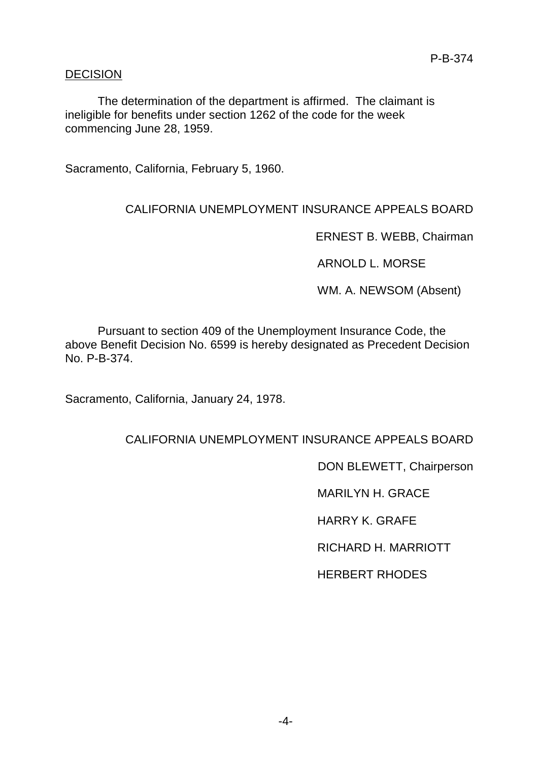DECISION

The determination of the department is affirmed. The claimant is ineligible for benefits under section 1262 of the code for the week commencing June 28, 1959.

Sacramento, California, February 5, 1960.

CALIFORNIA UNEMPLOYMENT INSURANCE APPEALS BOARD

ERNEST B. WEBB, Chairman

ARNOLD L. MORSE

WM. A. NEWSOM (Absent)

Pursuant to section 409 of the Unemployment Insurance Code, the above Benefit Decision No. 6599 is hereby designated as Precedent Decision No. P-B-374.

Sacramento, California, January 24, 1978.

CALIFORNIA UNEMPLOYMENT INSURANCE APPEALS BOARD

DON BLEWETT, Chairperson

MARILYN H. GRACE

HARRY K. GRAFE

RICHARD H. MARRIOTT

HERBERT RHODES